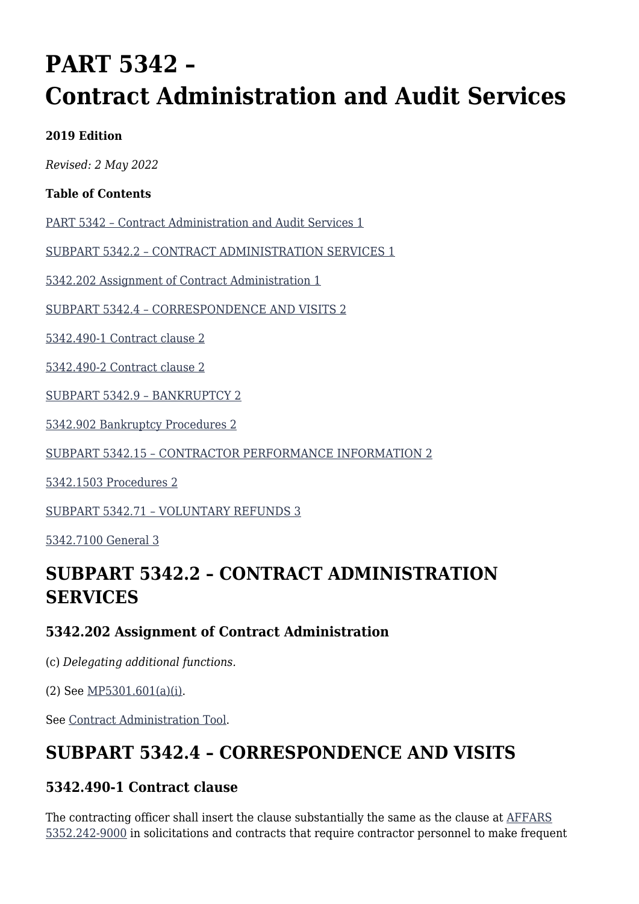# PART 5342 – Contract Administration and Audit Services

**2019 Edition**

*Revised: 2 May 2022*

**Table of Contents**

[PART 5342 – Contract Administration and Audit Services 1]

[SUBPART 5342.2 – CONTRACT ADMINISTRATION SERVICES 1]

[5342.202 Assignment of Contract Administration 1]

[SUBPART 5342.4 – CORRESPONDENCE AND VISITS 2]

[5342.490-1 Contract clause 2]

[5342.490-2 Contract clause 2]

[SUBPART 5342.9 – BANKRUPTCY 2]

[5342.902 Bankruptcy Procedures 2]

[SUBPART 5342.15 – CONTRACTOR PERFORMANCE INFORMATION 2]

[5342.1503 Procedures 2]

[SUBPART 5342.71 – VOLUNTARY REFUNDS 3]

[5342.7100 General 3]

## SUBPART 5342.2 – CONTRACT ADMINISTRATION SERVICES

### 5342.202 Assignment of Contract Administration

(c) *Delegating additional functions.*

(2) See MP5301.601(a)(i).

See Contract Administration Tool.

## SUBPART 5342.4 – CORRESPONDENCE AND VISITS

### 5342.490-1 Contract clause

The contracting officer shall insert the clause substantially the same as the clause at AFFARS 5352.242-9000 in solicitations and contracts that require contractor personnel to make frequent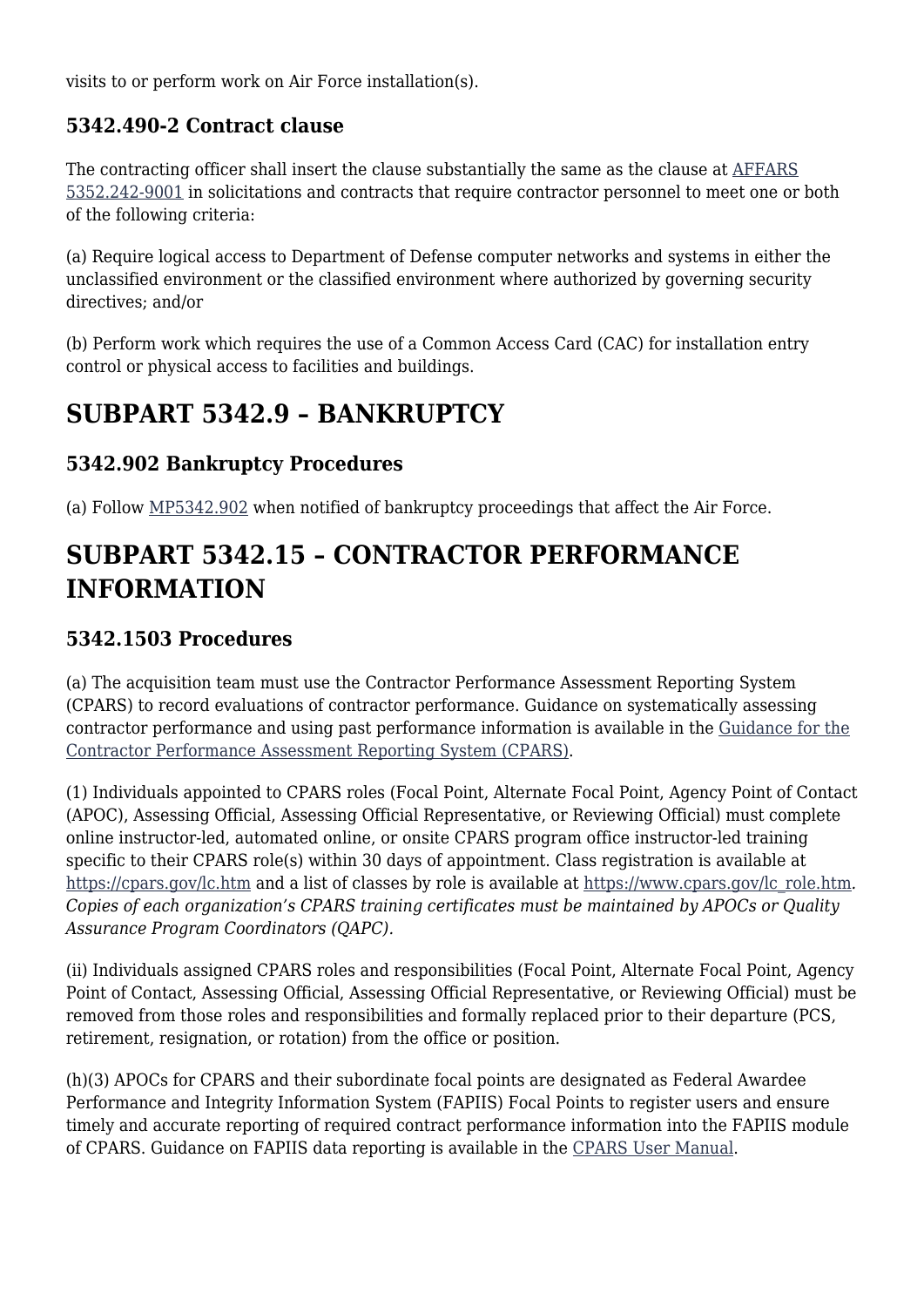visits to or perform work on Air Force installation(s).

### 5342.490-2 Contract clause

The contracting officer shall insert the clause substantially the same as the clause at AFFARS 5352.242-9001 in solicitations and contracts that require contractor personnel to meet one or both of the following criteria:

(a) Require logical access to Department of Defense computer networks and systems in either the unclassified environment or the classified environment where authorized by governing security directives; and/or

(b) Perform work which requires the use of a Common Access Card (CAC) for installation entry control or physical access to facilities and buildings.

## SUBPART 5342.9 – BANKRUPTCY

### 5342.902 Bankruptcy Procedures

(a) Follow MP5342.902 when notified of bankruptcy proceedings that affect the Air Force.

## SUBPART 5342.15 – CONTRACTOR PERFORMANCE INFORMATION

### 5342.1503 Procedures

(a) The acquisition team must use the Contractor Performance Assessment Reporting System (CPARS) to record evaluations of contractor performance. Guidance on systematically assessing contractor performance and using past performance information is available in the Guidance for the Contractor Performance Assessment Reporting System (CPARS).

(1) Individuals appointed to CPARS roles (Focal Point, Alternate Focal Point, Agency Point of Contact (APOC), Assessing Official, Assessing Official Representative, or Reviewing Official) must complete online instructor-led, automated online, or onsite CPARS program office instructor-led training specific to their CPARS role(s) within 30 days of appointment. Class registration is available at https://cpars.gov/lc.htm and a list of classes by role is available at https://www.cpars.gov/lc_role.htm. *Copies of each organization's CPARS training certificates must be maintained by APOCs or Quality Assurance Program Coordinators (QAPC).*

(ii) Individuals assigned CPARS roles and responsibilities (Focal Point, Alternate Focal Point, Agency Point of Contact, Assessing Official, Assessing Official Representative, or Reviewing Official) must be removed from those roles and responsibilities and formally replaced prior to their departure (PCS, retirement, resignation, or rotation) from the office or position.

(h)(3) APOCs for CPARS and their subordinate focal points are designated as Federal Awardee Performance and Integrity Information System (FAPIIS) Focal Points to register users and ensure timely and accurate reporting of required contract performance information into the FAPIIS module of CPARS. Guidance on FAPIIS data reporting is available in the CPARS User Manual.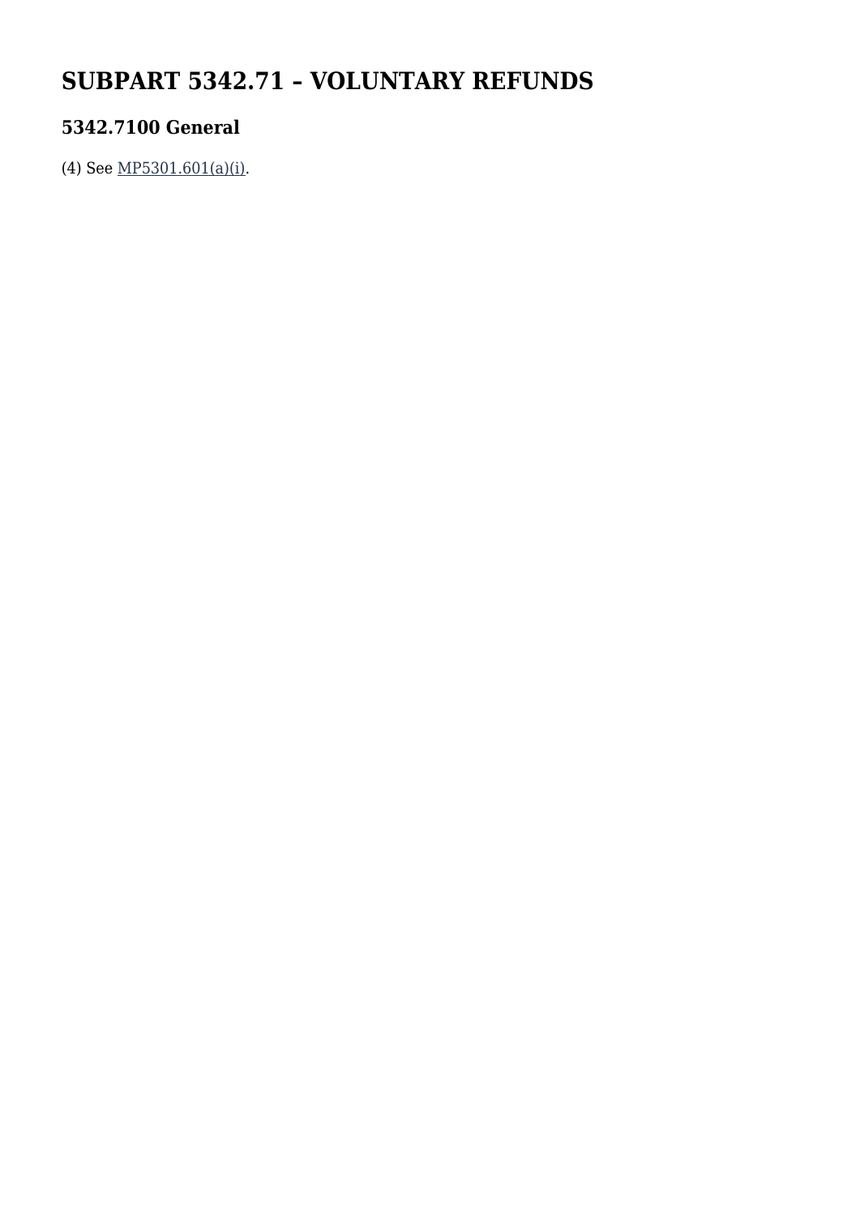## SUBPART 5342.71 – VOLUNTARY REFUNDS

### 5342.7100 General

(4) See MP5301.601(a)(i).